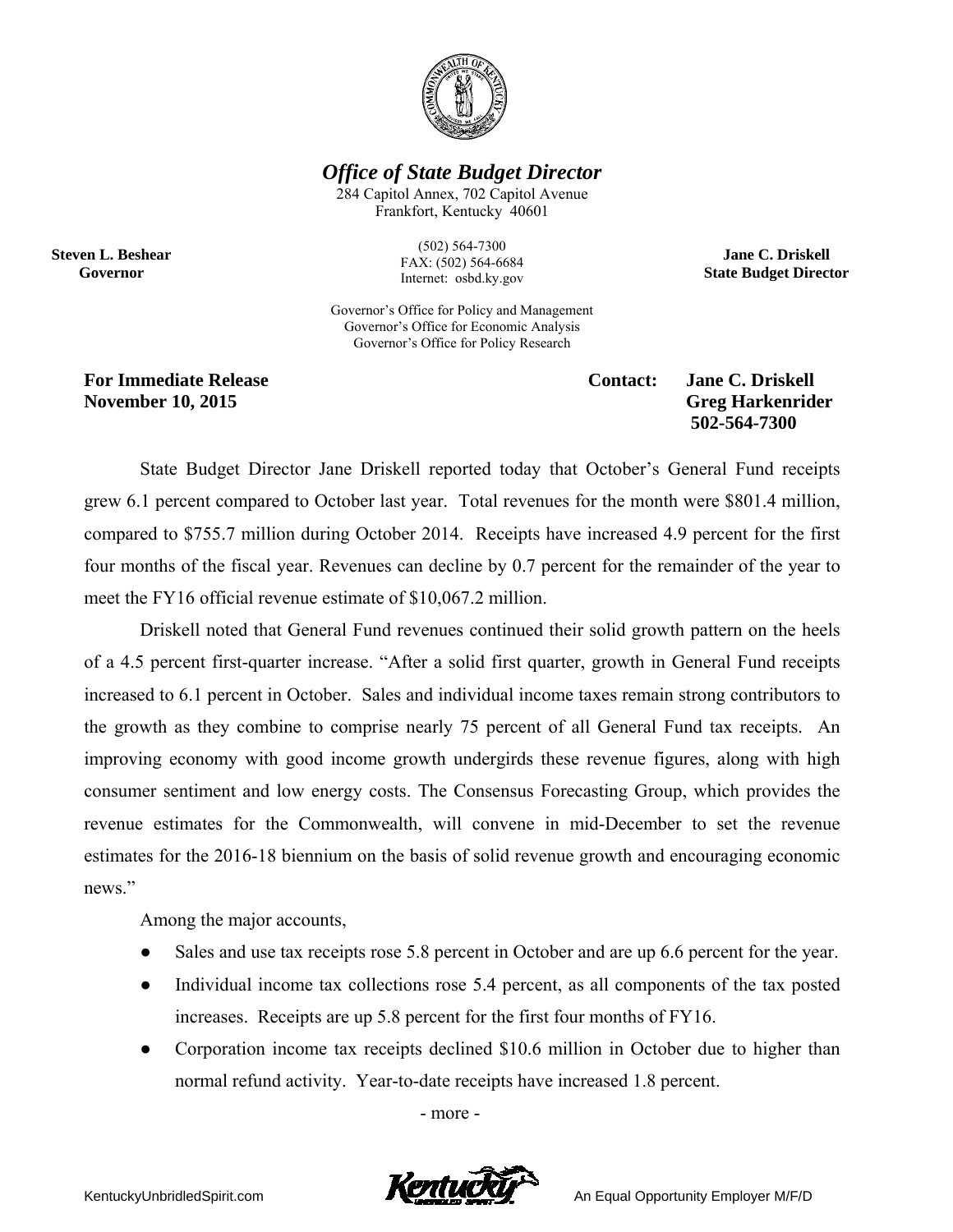# *Office of State Budget Director*

284 Capitol Annex, 702 Capitol Avenue
Frankfort, Kentucky 40601

(502) 564-7300
FAX: (502) 564-6684
Internet: osbd.ky.gov

**Steven L. Beshear**
**Governor**

**Jane C. Driskell**
**State Budget Director**

Governor's Office for Policy and Management
Governor's Office for Economic Analysis
Governor's Office for Policy Research

**For Immediate Release**
**November 10, 2015**

**Contact: Jane C. Driskell**
**Greg Harkenrider**
**502-564-7300**

State Budget Director Jane Driskell reported today that October's General Fund receipts grew 6.1 percent compared to October last year. Total revenues for the month were \$801.4 million, compared to \$755.7 million during October 2014. Receipts have increased 4.9 percent for the first four months of the fiscal year. Revenues can decline by 0.7 percent for the remainder of the year to meet the FY16 official revenue estimate of \$10,067.2 million.

Driskell noted that General Fund revenues continued their solid growth pattern on the heels of a 4.5 percent first-quarter increase. "After a solid first quarter, growth in General Fund receipts increased to 6.1 percent in October. Sales and individual income taxes remain strong contributors to the growth as they combine to comprise nearly 75 percent of all General Fund tax receipts. An improving economy with good income growth undergirds these revenue figures, along with high consumer sentiment and low energy costs. The Consensus Forecasting Group, which provides the revenue estimates for the Commonwealth, will convene in mid-December to set the revenue estimates for the 2016-18 biennium on the basis of solid revenue growth and encouraging economic news."

Among the major accounts,

- Sales and use tax receipts rose 5.8 percent in October and are up 6.6 percent for the year.
- Individual income tax collections rose 5.4 percent, as all components of the tax posted increases. Receipts are up 5.8 percent for the first four months of FY16.
- Corporation income tax receipts declined \$10.6 million in October due to higher than normal refund activity. Year-to-date receipts have increased 1.8 percent.

- more -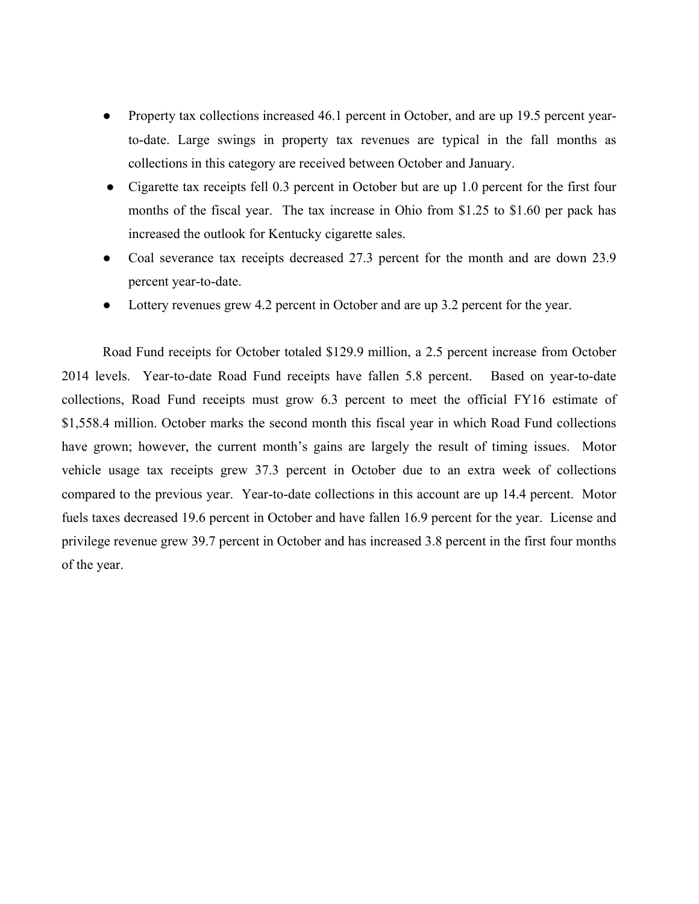- Property tax collections increased 46.1 percent in October, and are up 19.5 percent year-to-date. Large swings in property tax revenues are typical in the fall months as collections in this category are received between October and January.
- Cigarette tax receipts fell 0.3 percent in October but are up 1.0 percent for the first four months of the fiscal year. The tax increase in Ohio from $1.25 to $1.60 per pack has increased the outlook for Kentucky cigarette sales.
- Coal severance tax receipts decreased 27.3 percent for the month and are down 23.9 percent year-to-date.
- Lottery revenues grew 4.2 percent in October and are up 3.2 percent for the year.

Road Fund receipts for October totaled $129.9 million, a 2.5 percent increase from October 2014 levels. Year-to-date Road Fund receipts have fallen 5.8 percent. Based on year-to-date collections, Road Fund receipts must grow 6.3 percent to meet the official FY16 estimate of $1,558.4 million. October marks the second month this fiscal year in which Road Fund collections have grown; however, the current month's gains are largely the result of timing issues. Motor vehicle usage tax receipts grew 37.3 percent in October due to an extra week of collections compared to the previous year. Year-to-date collections in this account are up 14.4 percent. Motor fuels taxes decreased 19.6 percent in October and have fallen 16.9 percent for the year. License and privilege revenue grew 39.7 percent in October and has increased 3.8 percent in the first four months of the year.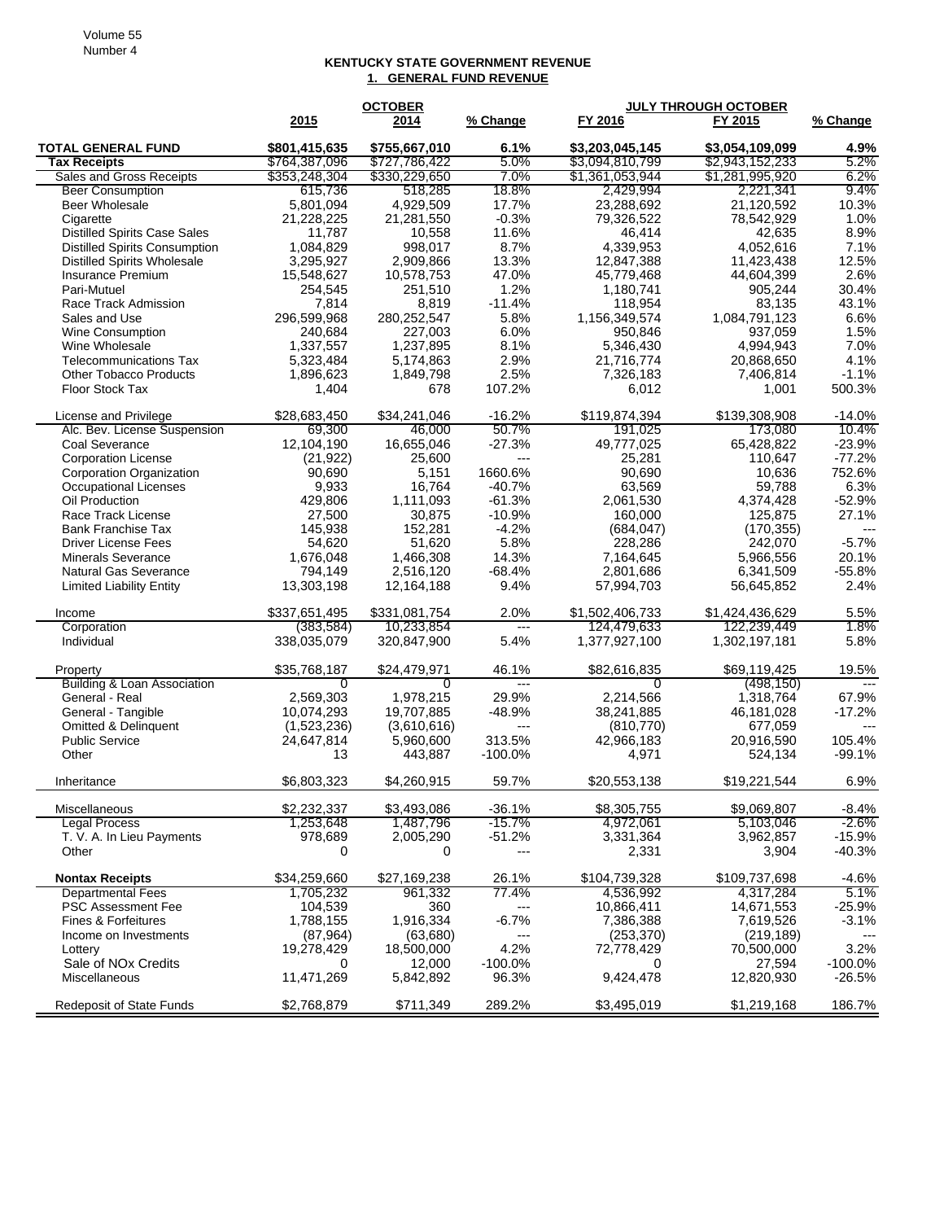## KENTUCKY STATE GOVERNMENT REVENUE

### 1. GENERAL FUND REVENUE

| | OCTOBER | | | JULY THROUGH OCTOBER | | |
|---|---|---|---|---|---|---|
| | 2015 | 2014 | % Change | FY 2016 | FY 2015 | % Change |
| **TOTAL GENERAL FUND** | **$801,415,635** | **$755,667,010** | **6.1%** | **$3,203,045,145** | **$3,054,109,099** | **4.9%** |
| **Tax Receipts** | $764,387,096 | $727,786,422 | 5.0% | $3,094,810,799 | $2,943,152,233 | 5.2% |
| Sales and Gross Receipts | $353,248,304 | $330,229,650 | 7.0% | $1,361,053,944 | $1,281,995,920 | 6.2% |
| Beer Consumption | 615,736 | 518,285 | 18.8% | 2,429,994 | 2,221,341 | 9.4% |
| Beer Wholesale | 5,801,094 | 4,929,509 | 17.7% | 23,288,692 | 21,120,592 | 10.3% |
| Cigarette | 21,228,225 | 21,281,550 | -0.3% | 79,326,522 | 78,542,929 | 1.0% |
| Distilled Spirits Case Sales | 11,787 | 10,558 | 11.6% | 46,414 | 42,635 | 8.9% |
| Distilled Spirits Consumption | 1,084,829 | 998,017 | 8.7% | 4,339,953 | 4,052,616 | 7.1% |
| Distilled Spirits Wholesale | 3,295,927 | 2,909,866 | 13.3% | 12,847,388 | 11,423,438 | 12.5% |
| Insurance Premium | 15,548,627 | 10,578,753 | 47.0% | 45,779,468 | 44,604,399 | 2.6% |
| Pari-Mutuel | 254,545 | 251,510 | 1.2% | 1,180,741 | 905,244 | 30.4% |
| Race Track Admission | 7,814 | 8,819 | -11.4% | 118,954 | 83,135 | 43.1% |
| Sales and Use | 296,599,968 | 280,252,547 | 5.8% | 1,156,349,574 | 1,084,791,123 | 6.6% |
| Wine Consumption | 240,684 | 227,003 | 6.0% | 950,846 | 937,059 | 1.5% |
| Wine Wholesale | 1,337,557 | 1,237,895 | 8.1% | 5,346,430 | 4,994,943 | 7.0% |
| Telecommunications Tax | 5,323,484 | 5,174,863 | 2.9% | 21,716,774 | 20,868,650 | 4.1% |
| Other Tobacco Products | 1,896,623 | 1,849,798 | 2.5% | 7,326,183 | 7,406,814 | -1.1% |
| Floor Stock Tax | 1,404 | 678 | 107.2% | 6,012 | 1,001 | 500.3% |
| License and Privilege | $28,683,450 | $34,241,046 | -16.2% | $119,874,394 | $139,308,908 | -14.0% |
| Alc. Bev. License Suspension | 69,300 | 46,000 | 50.7% | 191,025 | 173,080 | 10.4% |
| Coal Severance | 12,104,190 | 16,655,046 | -27.3% | 49,777,025 | 65,428,822 | -23.9% |
| Corporation License | (21,922) | 25,600 | --- | 25,281 | 110,647 | -77.2% |
| Corporation Organization | 90,690 | 5,151 | 1660.6% | 90,690 | 10,636 | 752.6% |
| Occupational Licenses | 9,933 | 16,764 | -40.7% | 63,569 | 59,788 | 6.3% |
| Oil Production | 429,806 | 1,111,093 | -61.3% | 2,061,530 | 4,374,428 | -52.9% |
| Race Track License | 27,500 | 30,875 | -10.9% | 160,000 | 125,875 | 27.1% |
| Bank Franchise Tax | 145,938 | 152,281 | -4.2% | (684,047) | (170,355) | --- |
| Driver License Fees | 54,620 | 51,620 | 5.8% | 228,286 | 242,070 | -5.7% |
| Minerals Severance | 1,676,048 | 1,466,308 | 14.3% | 7,164,645 | 5,966,556 | 20.1% |
| Natural Gas Severance | 794,149 | 2,516,120 | -68.4% | 2,801,686 | 6,341,509 | -55.8% |
| Limited Liability Entity | 13,303,198 | 12,164,188 | 9.4% | 57,994,703 | 56,645,852 | 2.4% |
| Income | $337,651,495 | $331,081,754 | 2.0% | $1,502,406,733 | $1,424,436,629 | 5.5% |
| Corporation | (383,584) | 10,233,854 | --- | 124,479,633 | 122,239,449 | 1.8% |
| Individual | 338,035,079 | 320,847,900 | 5.4% | 1,377,927,100 | 1,302,197,181 | 5.8% |
| Property | $35,768,187 | $24,479,971 | 46.1% | $82,616,835 | $69,119,425 | 19.5% |
| Building & Loan Association | 0 | 0 | --- | 0 | (498,150) | --- |
| General - Real | 2,569,303 | 1,978,215 | 29.9% | 2,214,566 | 1,318,764 | 67.9% |
| General - Tangible | 10,074,293 | 19,707,885 | -48.9% | 38,241,885 | 46,181,028 | -17.2% |
| Omitted & Delinquent | (1,523,236) | (3,610,616) | --- | (810,770) | 677,059 | --- |
| Public Service | 24,647,814 | 5,960,600 | 313.5% | 42,966,183 | 20,916,590 | 105.4% |
| Other | 13 | 443,887 | -100.0% | 4,971 | 524,134 | -99.1% |
| Inheritance | $6,803,323 | $4,260,915 | 59.7% | $20,553,138 | $19,221,544 | 6.9% |
| Miscellaneous | $2,232,337 | $3,493,086 | -36.1% | $8,305,755 | $9,069,807 | -8.4% |
| Legal Process | 1,253,648 | 1,487,796 | -15.7% | 4,972,061 | 5,103,046 | -2.6% |
| T. V. A. In Lieu Payments | 978,689 | 2,005,290 | -51.2% | 3,331,364 | 3,962,857 | -15.9% |
| Other | 0 | 0 | --- | 2,331 | 3,904 | -40.3% |
| **Nontax Receipts** | $34,259,660 | $27,169,238 | 26.1% | $104,739,328 | $109,737,698 | -4.6% |
| Departmental Fees | 1,705,232 | 961,332 | 77.4% | 4,536,992 | 4,317,284 | 5.1% |
| PSC Assessment Fee | 104,539 | 360 | --- | 10,866,411 | 14,671,553 | -25.9% |
| Fines & Forfeitures | 1,788,155 | 1,916,334 | -6.7% | 7,386,388 | 7,619,526 | -3.1% |
| Income on Investments | (87,964) | (63,680) | --- | (253,370) | (219,189) | --- |
| Lottery | 19,278,429 | 18,500,000 | 4.2% | 72,778,429 | 70,500,000 | 3.2% |
| Sale of NOx Credits | 0 | 12,000 | -100.0% | 0 | 27,594 | -100.0% |
| Miscellaneous | 11,471,269 | 5,842,892 | 96.3% | 9,424,478 | 12,820,930 | -26.5% |
| Redeposit of State Funds | $2,768,879 | $711,349 | 289.2% | $3,495,019 | $1,219,168 | 186.7% |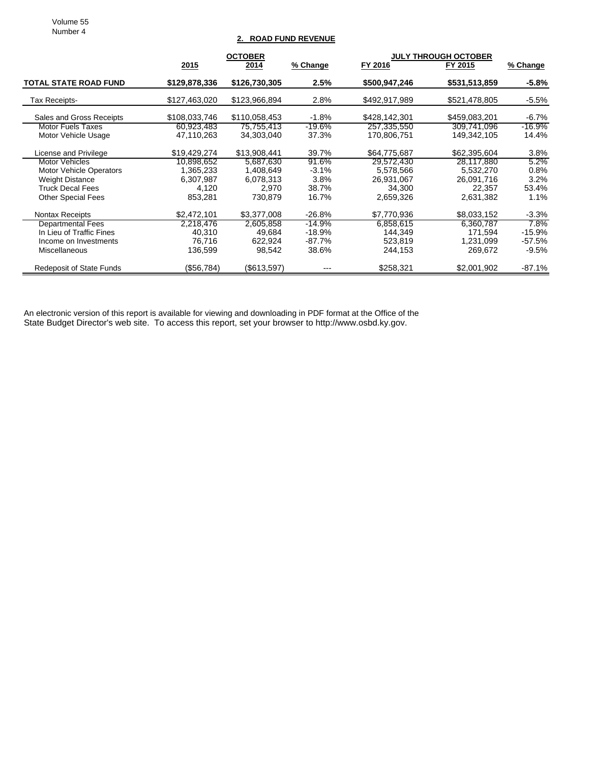## 2. ROAD FUND REVENUE

| | OCTOBER | | | JULY THROUGH OCTOBER | | |
|---|---|---|---|---|---|---|
| | 2015 | 2014 | % Change | FY 2016 | FY 2015 | % Change |
| **TOTAL STATE ROAD FUND** | **$129,878,336** | **$126,730,305** | **2.5%** | **$500,947,246** | **$531,513,859** | **-5.8%** |
| Tax Receipts- | $127,463,020 | $123,966,894 | 2.8% | $492,917,989 | $521,478,805 | -5.5% |
| Sales and Gross Receipts | $108,033,746 | $110,058,453 | -1.8% | $428,142,301 | $459,083,201 | -6.7% |
| Motor Fuels Taxes | 60,923,483 | 75,755,413 | -19.6% | 257,335,550 | 309,741,096 | -16.9% |
| Motor Vehicle Usage | 47,110,263 | 34,303,040 | 37.3% | 170,806,751 | 149,342,105 | 14.4% |
| License and Privilege | $19,429,274 | $13,908,441 | 39.7% | $64,775,687 | $62,395,604 | 3.8% |
| Motor Vehicles | 10,898,652 | 5,687,630 | 91.6% | 29,572,430 | 28,117,880 | 5.2% |
| Motor Vehicle Operators | 1,365,233 | 1,408,649 | -3.1% | 5,578,566 | 5,532,270 | 0.8% |
| Weight Distance | 6,307,987 | 6,078,313 | 3.8% | 26,931,067 | 26,091,716 | 3.2% |
| Truck Decal Fees | 4,120 | 2,970 | 38.7% | 34,300 | 22,357 | 53.4% |
| Other Special Fees | 853,281 | 730,879 | 16.7% | 2,659,326 | 2,631,382 | 1.1% |
| Nontax Receipts | $2,472,101 | $3,377,008 | -26.8% | $7,770,936 | $8,033,152 | -3.3% |
| Departmental Fees | 2,218,476 | 2,605,858 | -14.9% | 6,858,615 | 6,360,787 | 7.8% |
| In Lieu of Traffic Fines | 40,310 | 49,684 | -18.9% | 144,349 | 171,594 | -15.9% |
| Income on Investments | 76,716 | 622,924 | -87.7% | 523,819 | 1,231,099 | -57.5% |
| Miscellaneous | 136,599 | 98,542 | 38.6% | 244,153 | 269,672 | -9.5% |
| Redeposit of State Funds | ($56,784) | ($613,597) | --- | $258,321 | $2,001,902 | -87.1% |

An electronic version of this report is available for viewing and downloading in PDF format at the Office of the State Budget Director's web site. To access this report, set your browser to http://www.osbd.ky.gov.